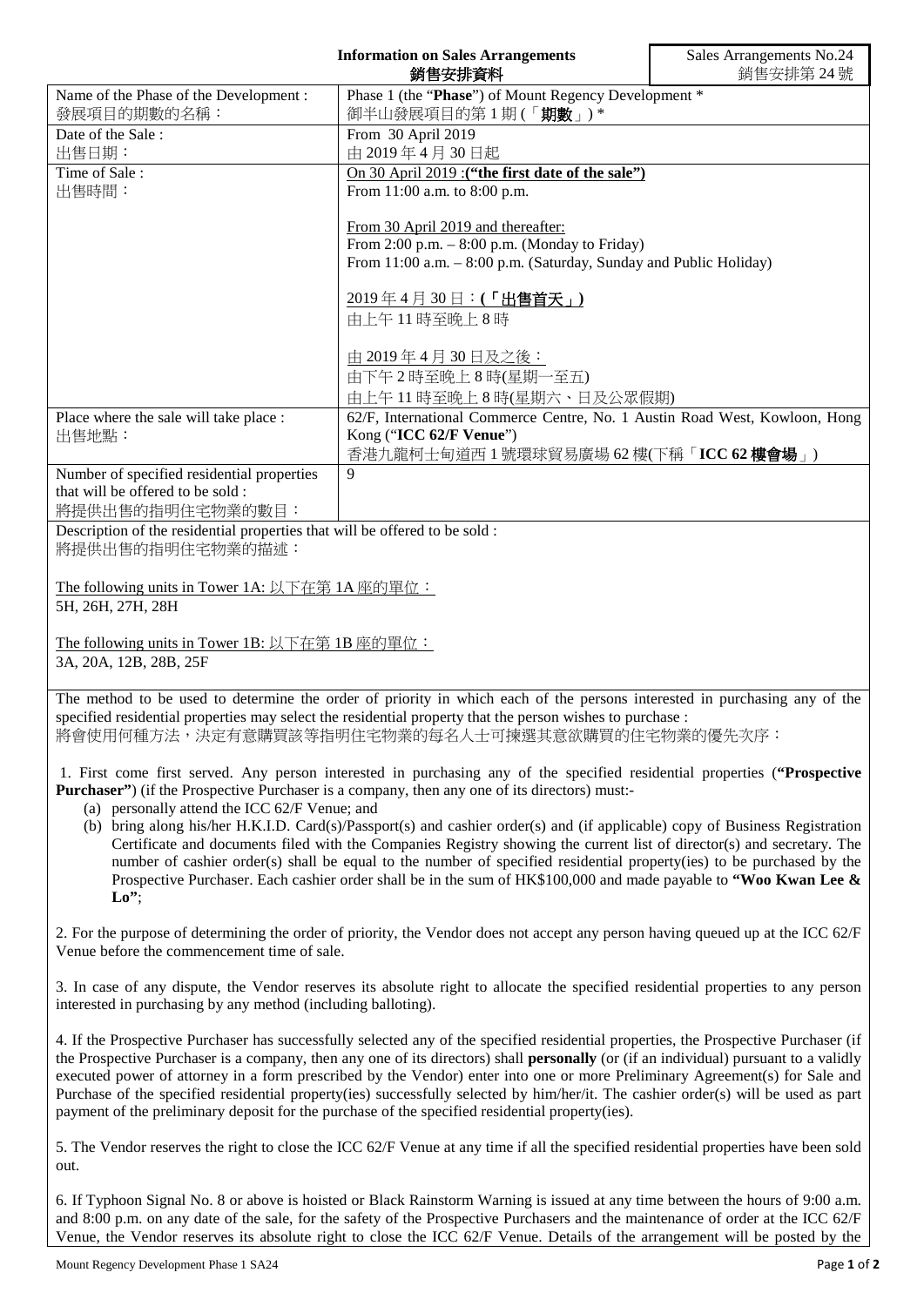**Information on Sales Arrangements**
**銷售安排資料**

Sales Arrangements No.24
銷售安排第 24 號

| | |
|---|---|
| Name of the Phase of the Development :<br>發展項目的期數的名稱： | Phase 1 (the "**Phase**") of Mount Regency Development \*<br>御半山發展項目的第 1 期 (「**期數**」) \* |
| Date of the Sale :<br>出售日期： | From 30 April 2019<br>由 2019 年 4 月 30 日起 |
| Time of Sale :<br>出售時間： | <u>On 30 April 2019 :**("the first date of the sale")**</u><br>From 11:00 a.m. to 8:00 p.m.<br><br><u>From 30 April 2019 and thereafter:</u><br>From 2:00 p.m. – 8:00 p.m. (Monday to Friday)<br>From 11:00 a.m. – 8:00 p.m. (Saturday, Sunday and Public Holiday)<br><br><u>2019 年 4 月 30 日：**(「出售首天」)**</u><br>由上午 11 時至晚上 8 時<br><br><u>由 2019 年 4 月 30 日及之後：</u><br>由下午 2 時至晚上 8 時(星期一至五)<br>由上午 11 時至晚上 8 時(星期六、日及公眾假期) |
| Place where the sale will take place :<br>出售地點： | 62/F, International Commerce Centre, No. 1 Austin Road West, Kowloon, Hong Kong ("**ICC 62/F Venue**")<br>香港九龍柯士甸道西 1 號環球貿易廣場 62 樓(下稱「**ICC 62 樓會場**」) |
| Number of specified residential properties that will be offered to be sold :<br>將提供出售的指明住宅物業的數目： | 9 |

Description of the residential properties that will be offered to be sold :
將提供出售的指明住宅物業的描述：

<u>The following units in Tower 1A: 以下在第 1A 座的單位：</u>
5H, 26H, 27H, 28H

<u>The following units in Tower 1B: 以下在第 1B 座的單位：</u>
3A, 20A, 12B, 28B, 25F

The method to be used to determine the order of priority in which each of the persons interested in purchasing any of the specified residential properties may select the residential property that the person wishes to purchase :
將會使用何種方法，決定有意購買該等指明住宅物業的每名人士可揀選其意欲購買的住宅物業的優先次序：

1. First come first served. Any person interested in purchasing any of the specified residential properties (**"Prospective Purchaser"**) (if the Prospective Purchaser is a company, then any one of its directors) must:-
   (a) personally attend the ICC 62/F Venue; and
   (b) bring along his/her H.K.I.D. Card(s)/Passport(s) and cashier order(s) and (if applicable) copy of Business Registration Certificate and documents filed with the Companies Registry showing the current list of director(s) and secretary. The number of cashier order(s) shall be equal to the number of specified residential property(ies) to be purchased by the Prospective Purchaser. Each cashier order shall be in the sum of HK$100,000 and made payable to **"Woo Kwan Lee & Lo"**;

2. For the purpose of determining the order of priority, the Vendor does not accept any person having queued up at the ICC 62/F Venue before the commencement time of sale.

3. In case of any dispute, the Vendor reserves its absolute right to allocate the specified residential properties to any person interested in purchasing by any method (including balloting).

4. If the Prospective Purchaser has successfully selected any of the specified residential properties, the Prospective Purchaser (if the Prospective Purchaser is a company, then any one of its directors) shall **personally** (or (if an individual) pursuant to a validly executed power of attorney in a form prescribed by the Vendor) enter into one or more Preliminary Agreement(s) for Sale and Purchase of the specified residential property(ies) successfully selected by him/her/it. The cashier order(s) will be used as part payment of the preliminary deposit for the purchase of the specified residential property(ies).

5. The Vendor reserves the right to close the ICC 62/F Venue at any time if all the specified residential properties have been sold out.

6. If Typhoon Signal No. 8 or above is hoisted or Black Rainstorm Warning is issued at any time between the hours of 9:00 a.m. and 8:00 p.m. on any date of the sale, for the safety of the Prospective Purchasers and the maintenance of order at the ICC 62/F Venue, the Vendor reserves its absolute right to close the ICC 62/F Venue. Details of the arrangement will be posted by the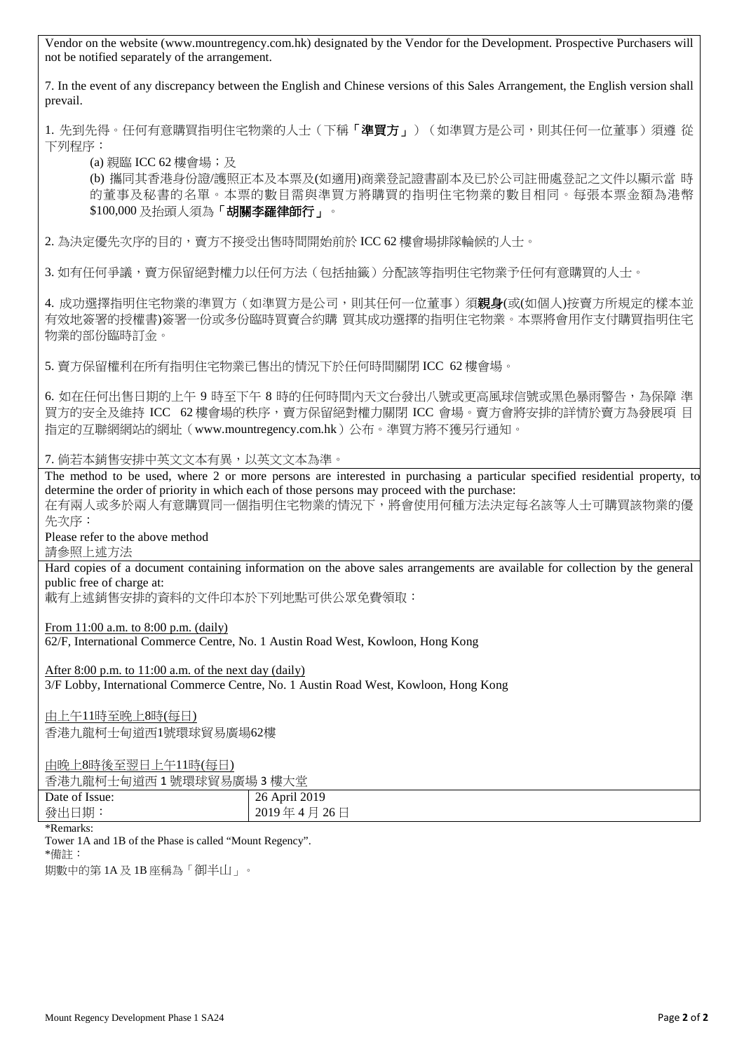Vendor on the website (www.mountregency.com.hk) designated by the Vendor for the Development. Prospective Purchasers will not be notified separately of the arrangement.

7. In the event of any discrepancy between the English and Chinese versions of this Sales Arrangement, the English version shall prevail.

1. 先到先得。任何有意購買指明住宅物業的人士（下稱「**準買方**」）（如準買方是公司，則其任何一位董事）須遵 從下列程序：

(a) 親臨 ICC 62 樓會場；及

(b) 攜同其香港身份證/護照正本及本票及(如適用)商業登記證書副本及已於公司註冊處登記之文件以顯示當 時的董事及秘書的名單。本票的數目需與準買方將購買的指明住宅物業的數目相同。每張本票金額為港幣 $100,000 及抬頭人須為「**胡關李羅律師行**」。

2. 為決定優先次序的目的，賣方不接受出售時間開始前於 ICC 62 樓會場排隊輪候的人士。

3. 如有任何爭議，賣方保留絕對權力以任何方法（包括抽籤）分配該等指明住宅物業予任何有意購買的人士。

4. 成功選擇指明住宅物業的準買方（如準買方是公司，則其任何一位董事）須**親身**(或(如個人)按賣方所規定的樣本並有效地簽署的授權書)簽署一份或多份臨時買賣合約購 買其成功選擇的指明住宅物業。本票將會用作支付購買指明住宅物業的部份臨時訂金。

5. 賣方保留權利在所有指明住宅物業已售出的情況下於任何時間關閉 ICC 62 樓會場。

6. 如在任何出售日期的上午 9 時至下午 8 時的任何時間內天文台發出八號或更高風球信號或黑色暴雨警告，為保障 準買方的安全及維持 ICC 62 樓會場的秩序，賣方保留絕對權力關閉 ICC 會場。賣方會將安排的詳情於賣方為發展項 目指定的互聯網網站的網址（www.mountregency.com.hk）公布。準買方將不獲另行通知。

7. 倘若本銷售安排中英文文本有異，以英文文本為準。

The method to be used, where 2 or more persons are interested in purchasing a particular specified residential property, to determine the order of priority in which each of those persons may proceed with the purchase:
在有兩人或多於兩人有意購買同一個指明住宅物業的情況下，將會使用何種方法決定每名該等人士可購買該物業的優先次序：

Please refer to the above method
請參照上述方法

Hard copies of a document containing information on the above sales arrangements are available for collection by the general public free of charge at:
載有上述銷售安排的資料的文件印本於下列地點可供公眾免費領取：

From 11:00 a.m. to 8:00 p.m. (daily)
62/F, International Commerce Centre, No. 1 Austin Road West, Kowloon, Hong Kong

After 8:00 p.m. to 11:00 a.m. of the next day (daily)
3/F Lobby, International Commerce Centre, No. 1 Austin Road West, Kowloon, Hong Kong

由上午11時至晚上8時(每日)
香港九龍柯士甸道西1號環球貿易廣場62樓

由晚上8時後至翌日上午11時(每日)
香港九龍柯士甸道西 1 號環球貿易廣場 3 樓大堂

| | |
|---|---|
| Date of Issue:<br>發出日期： | 26 April 2019<br>2019 年 4 月 26 日 |

*Remarks:
Tower 1A and 1B of the Phase is called "Mount Regency".
*備註：
期數中的第 1A 及 1B 座稱為「御半山」。